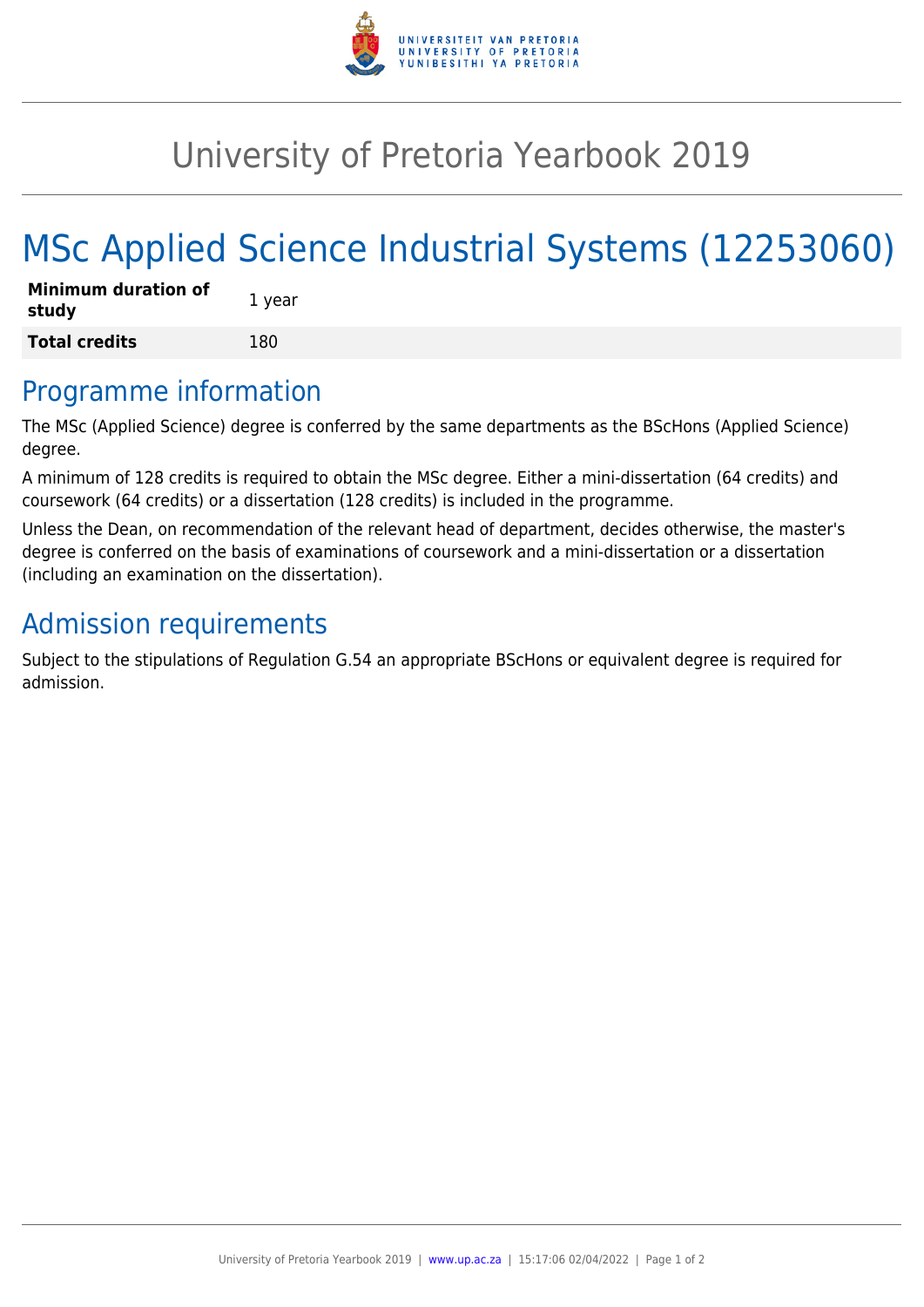# University of Pretoria Yearbook 2019

# MSc Applied Science Industrial Systems (12253060)

| | |
|---|---|
| **Minimum duration of study** | 1 year |
| **Total credits** | 180 |

## Programme information

The MSc (Applied Science) degree is conferred by the same departments as the BScHons (Applied Science) degree.

A minimum of 128 credits is required to obtain the MSc degree. Either a mini-dissertation (64 credits) and coursework (64 credits) or a dissertation (128 credits) is included in the programme.

Unless the Dean, on recommendation of the relevant head of department, decides otherwise, the master's degree is conferred on the basis of examinations of coursework and a mini-dissertation or a dissertation (including an examination on the dissertation).

## Admission requirements

Subject to the stipulations of Regulation G.54 an appropriate BScHons or equivalent degree is required for admission.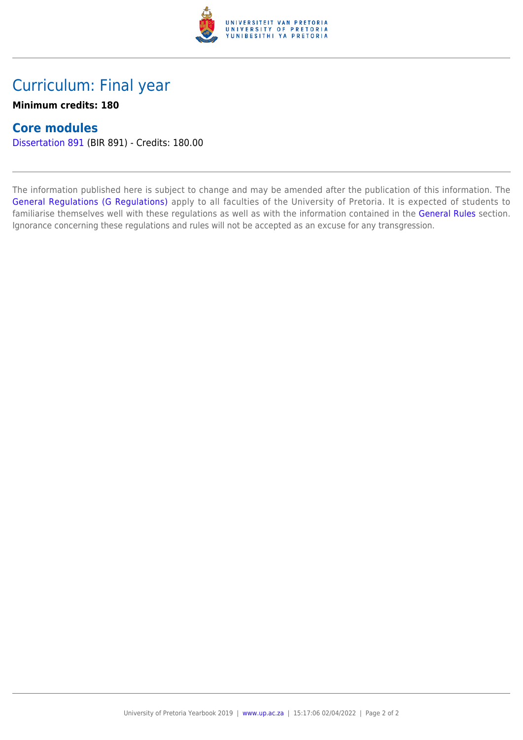## Curriculum: Final year

**Minimum credits: 180**

### Core modules

Dissertation 891 (BIR 891) - Credits: 180.00

The information published here is subject to change and may be amended after the publication of this information. The General Regulations (G Regulations) apply to all faculties of the University of Pretoria. It is expected of students to familiarise themselves well with these regulations as well as with the information contained in the General Rules section. Ignorance concerning these regulations and rules will not be accepted as an excuse for any transgression.